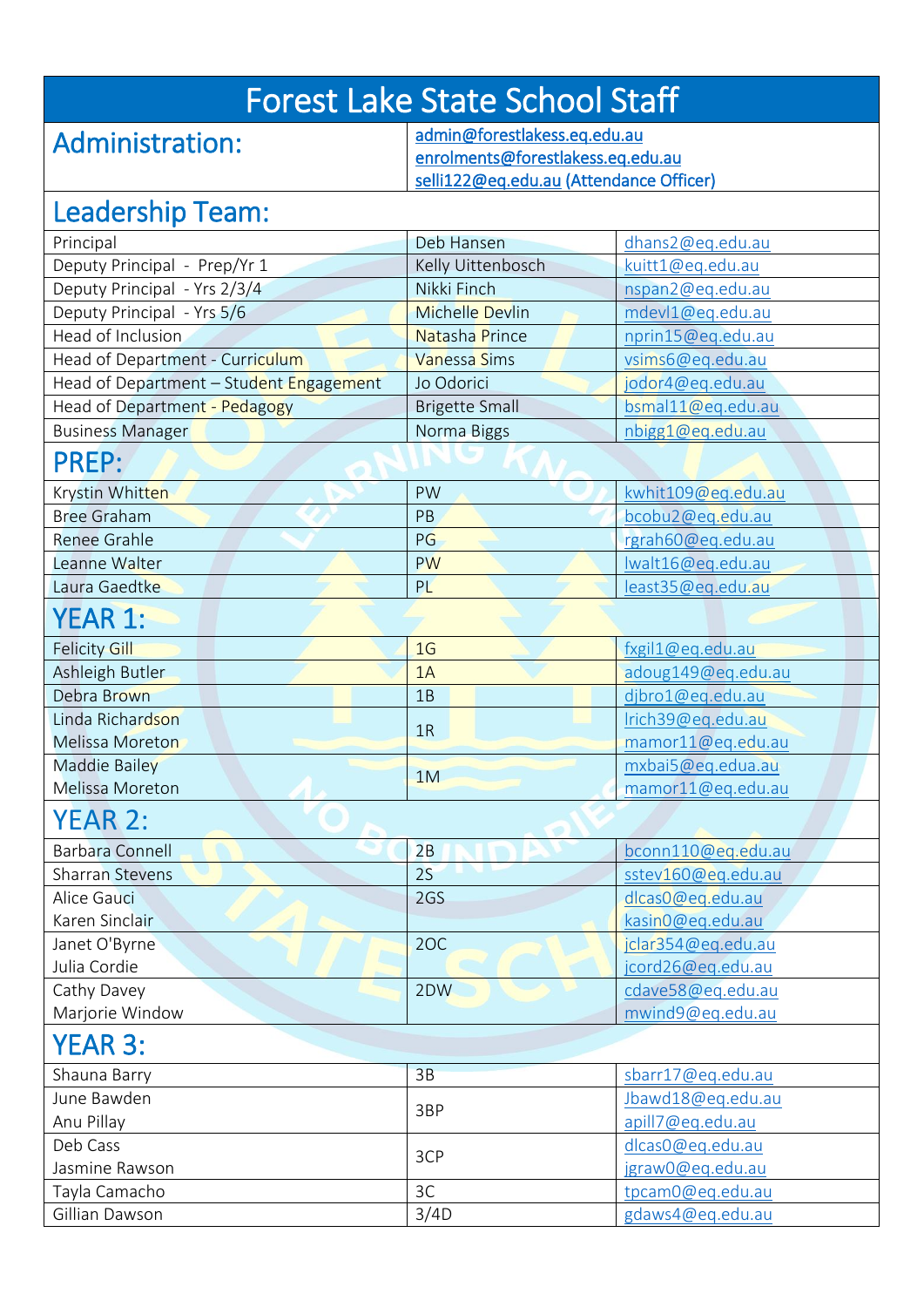# Forest Lake State School Staff

## Administration:

admin@forestlakess.eq.edu.au
enrolments@forestlakess.eq.edu.au
selli122@eq.edu.au (Attendance Officer)

## Leadership Team:

| | | |
|---|---|---|
| Principal | Deb Hansen | dhans2@eq.edu.au |
| Deputy Principal - Prep/Yr 1 | Kelly Uittenbosch | kuitt1@eq.edu.au |
| Deputy Principal - Yrs 2/3/4 | Nikki Finch | nspan2@eq.edu.au |
| Deputy Principal - Yrs 5/6 | Michelle Devlin | mdevl1@eq.edu.au |
| Head of Inclusion | Natasha Prince | nprin15@eq.edu.au |
| Head of Department - Curriculum | Vanessa Sims | vsims6@eq.edu.au |
| Head of Department – Student Engagement | Jo Odorici | jodor4@eq.edu.au |
| Head of Department - Pedagogy | Brigette Small | bsmal11@eq.edu.au |
| Business Manager | Norma Biggs | nbigg1@eq.edu.au |

## PREP:

| | | |
|---|---|---|
| Krystin Whitten | PW | kwhit109@eq.edu.au |
| Bree Graham | PB | bcobu2@eq.edu.au |
| Renee Grahle | PG | rgrah60@eq.edu.au |
| Leanne Walter | PW | lwalt16@eq.edu.au |
| Laura Gaedtke | PL | least35@eq.edu.au |

## YEAR 1:

| | | |
|---|---|---|
| Felicity Gill | 1G | fxgil1@eq.edu.au |
| Ashleigh Butler | 1A | adoug149@eq.edu.au |
| Debra Brown | 1B | djbro1@eq.edu.au |
| Linda Richardson<br>Melissa Moreton | 1R | lrich39@eq.edu.au<br>mamor11@eq.edu.au |
| Maddie Bailey<br>Melissa Moreton | 1M | mxbai5@eq.edua.au<br>mamor11@eq.edu.au |

## YEAR 2:

| | | |
|---|---|---|
| Barbara Connell | 2B | bconn110@eq.edu.au |
| Sharran Stevens | 2S | sstev160@eq.edu.au |
| Alice Gauci<br>Karen Sinclair | 2GS | dlcas0@eq.edu.au<br>kasin0@eq.edu.au |
| Janet O'Byrne<br>Julia Cordie | 2OC | jclar354@eq.edu.au<br>jcord26@eq.edu.au |
| Cathy Davey<br>Marjorie Window | 2DW | cdave58@eq.edu.au<br>mwind9@eq.edu.au |

## YEAR 3:

| | | |
|---|---|---|
| Shauna Barry | 3B | sbarr17@eq.edu.au |
| June Bawden<br>Anu Pillay | 3BP | Jbawd18@eq.edu.au<br>apill7@eq.edu.au |
| Deb Cass<br>Jasmine Rawson | 3CP | dlcas0@eq.edu.au<br>jgraw0@eq.edu.au |
| Tayla Camacho | 3C | tpcam0@eq.edu.au |
| Gillian Dawson | 3/4D | gdaws4@eq.edu.au |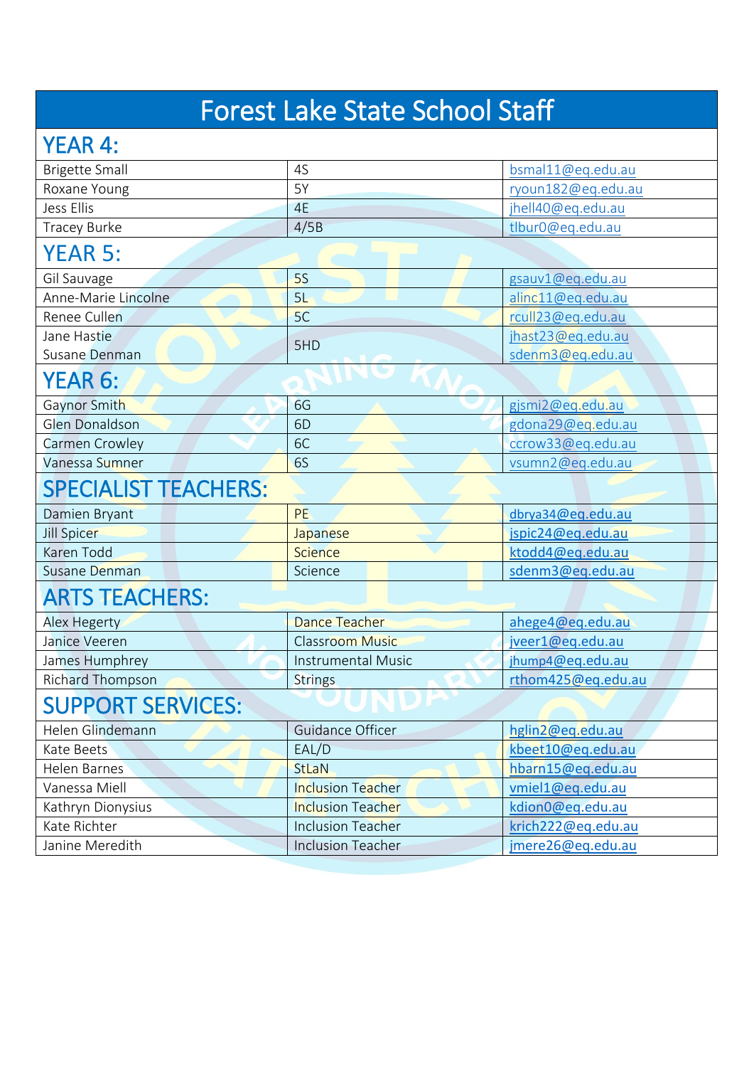# Forest Lake State School Staff

## YEAR 4:

| | | |
|---|---|---|
| Brigette Small | 4S | bsmal11@eq.edu.au |
| Roxane Young | 5Y | ryoun182@eq.edu.au |
| Jess Ellis | 4E | jhell40@eq.edu.au |
| Tracey Burke | 4/5B | tlbur0@eq.edu.au |

## YEAR 5:

| | | |
|---|---|---|
| Gil Sauvage | 5S | gsauv1@eq.edu.au |
| Anne-Marie Lincolne | 5L | alinc11@eq.edu.au |
| Renee Cullen | 5C | rcull23@eq.edu.au |
| Jane Hastie<br>Susane Denman | 5HD | jhast23@eq.edu.au<br>sdenm3@eq.edu.au |

## YEAR 6:

| | | |
|---|---|---|
| Gaynor Smith | 6G | gjsmi2@eq.edu.au |
| Glen Donaldson | 6D | gdona29@eq.edu.au |
| Carmen Crowley | 6C | ccrow33@eq.edu.au |
| Vanessa Sumner | 6S | vsumn2@eq.edu.au |

## SPECIALIST TEACHERS:

| | | |
|---|---|---|
| Damien Bryant | PE | dbrya34@eq.edu.au |
| Jill Spicer | Japanese | jspic24@eq.edu.au |
| Karen Todd | Science | ktodd4@eq.edu.au |
| Susane Denman | Science | sdenm3@eq.edu.au |

## ARTS TEACHERS:

| | | |
|---|---|---|
| Alex Hegerty | Dance Teacher | ahege4@eq.edu.au |
| Janice Veeren | Classroom Music | jveer1@eq.edu.au |
| James Humphrey | Instrumental Music | jhump4@eq.edu.au |
| Richard Thompson | Strings | rthom425@eq.edu.au |

## SUPPORT SERVICES:

| | | |
|---|---|---|
| Helen Glindemann | Guidance Officer | hglin2@eq.edu.au |
| Kate Beets | EAL/D | kbeet10@eq.edu.au |
| Helen Barnes | StLaN | hbarn15@eq.edu.au |
| Vanessa Miell | Inclusion Teacher | vmiel1@eq.edu.au |
| Kathryn Dionysius | Inclusion Teacher | kdion0@eq.edu.au |
| Kate Richter | Inclusion Teacher | krich222@eq.edu.au |
| Janine Meredith | Inclusion Teacher | jmere26@eq.edu.au |